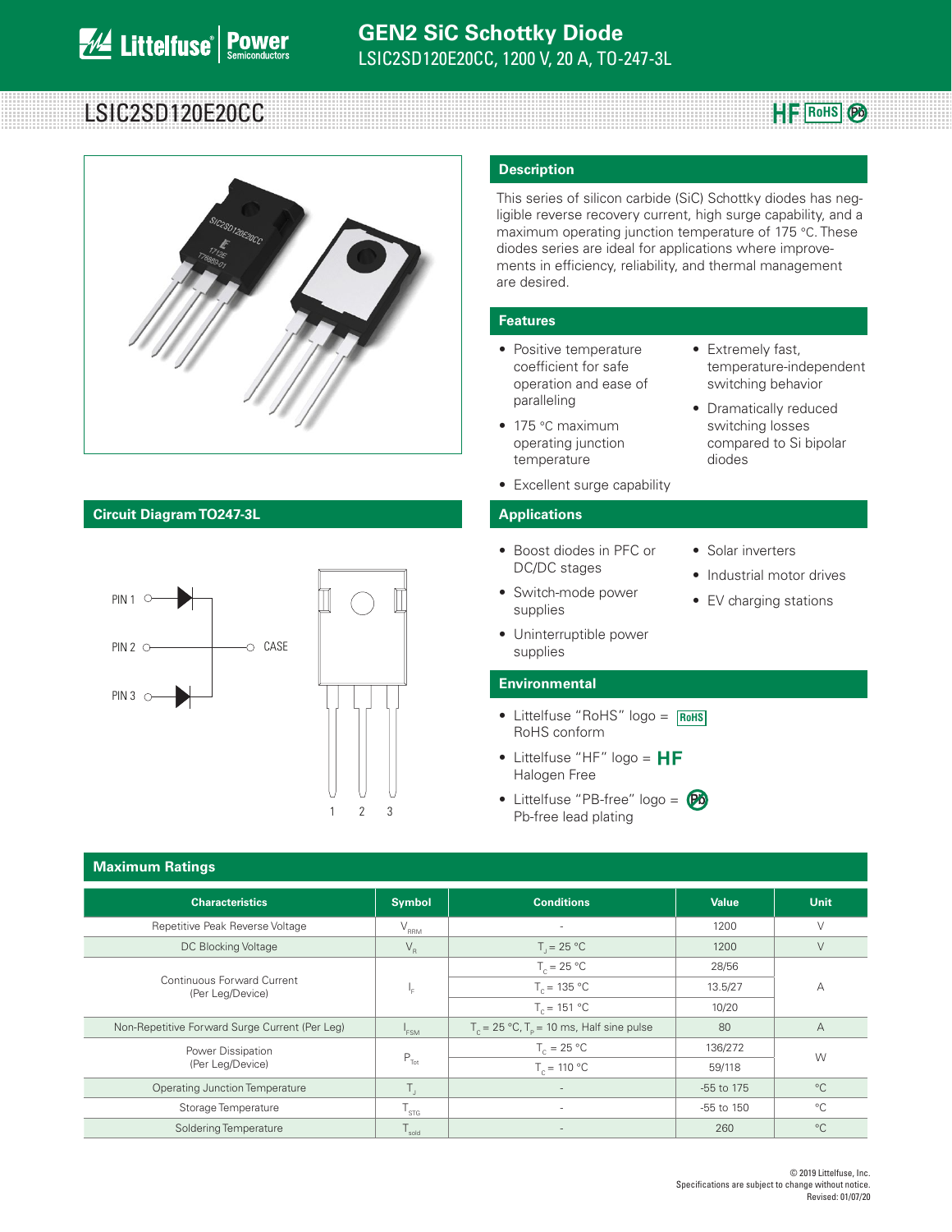# GEN2 SiC Schottky Diode

LSIC2SD120E20CC, 1200 V, 20 A, TO-247-3L

## LSIC2SD120E20CC

HF RoHS Pb

## Description

This series of silicon carbide (SiC) Schottky diodes has negligible reverse recovery current, high surge capability, and a maximum operating junction temperature of 175 °C. These diodes series are ideal for applications where improvements in efficiency, reliability, and thermal management are desired.

## Features

- Positive temperature coefficient for safe operation and ease of paralleling
- 175 °C maximum operating junction temperature
- Excellent surge capability
- Extremely fast, temperature-independent switching behavior
- Dramatically reduced switching losses compared to Si bipolar diodes

## Circuit Diagram TO247-3L

PIN 1
PIN 2
PIN 3
CASE
1 2 3

## Applications

- Boost diodes in PFC or DC/DC stages
- Switch-mode power supplies
- Uninterruptible power supplies
- Solar inverters
- Industrial motor drives
- EV charging stations

## Environmental

- Littelfuse "RoHS" logo = RoHS conform
- Littelfuse "HF" logo = HF Halogen Free
- Littelfuse "PB-free" logo = Pb-free lead plating

## Maximum Ratings

| Characteristics | Symbol | Conditions | Value | Unit |
|---|---|---|---|---|
| Repetitive Peak Reverse Voltage | $V_{RRM}$ | - | 1200 | V |
| DC Blocking Voltage | $V_R$ | $T_J$ = 25 °C | 1200 | V |
| Continuous Forward Current (Per Leg/Device) | $I_F$ | $T_C$ = 25 °C | 28/56 | A |
| | | $T_C$ = 135 °C | 13.5/27 | |
| | | $T_C$ = 151 °C | 10/20 | |
| Non-Repetitive Forward Surge Current (Per Leg) | $I_{FSM}$ | $T_C$ = 25 °C, $T_P$ = 10 ms, Half sine pulse | 80 | A |
| Power Dissipation (Per Leg/Device) | $P_{Tot}$ | $T_C$ = 25 °C | 136/272 | W |
| | | $T_C$ = 110 °C | 59/118 | |
| Operating Junction Temperature | $T_J$ | - | -55 to 175 | °C |
| Storage Temperature | $T_{STG}$ | - | -55 to 150 | °C |
| Soldering Temperature | $T_{sold}$ | - | 260 | °C |

© 2019 Littelfuse, Inc.
Specifications are subject to change without notice.
Revised: 01/07/20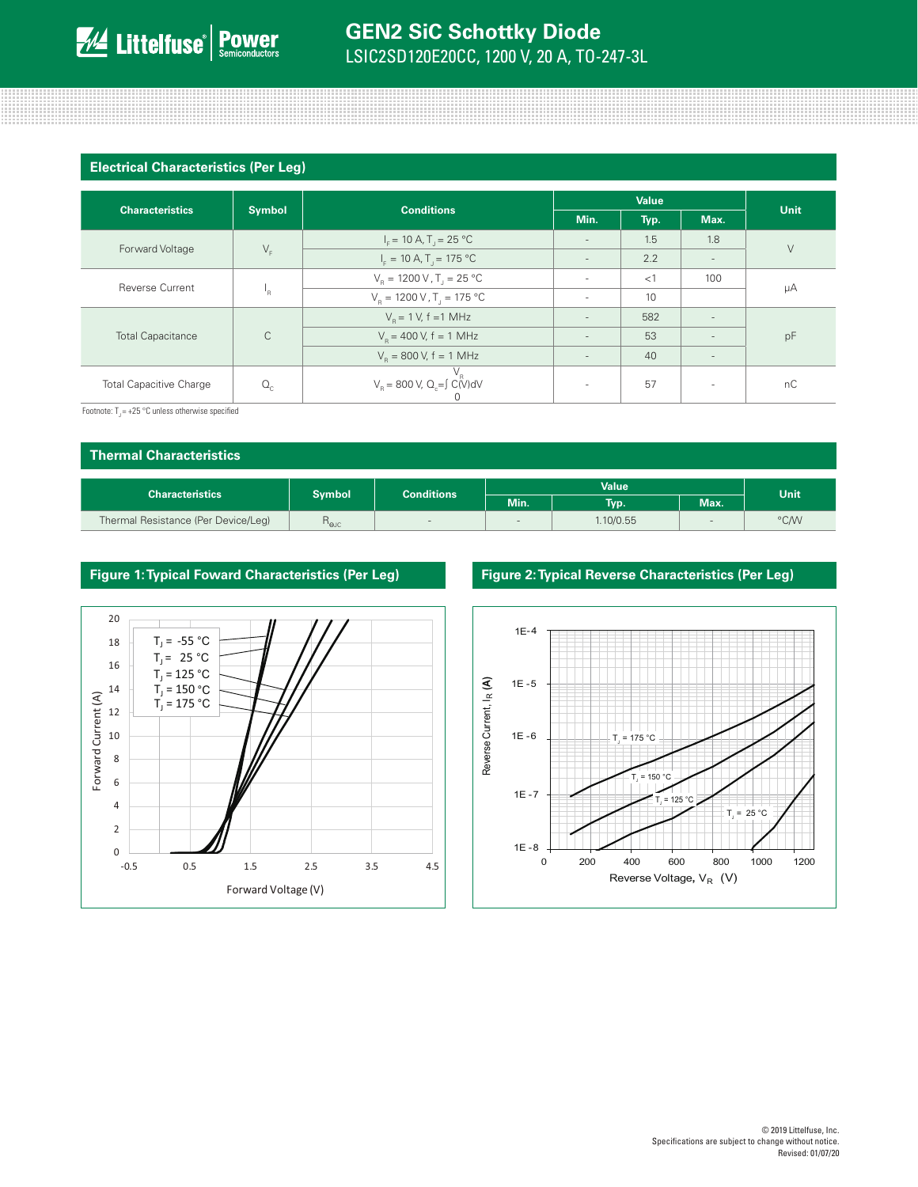## Electrical Characteristics (Per Leg)

| Characteristics | Symbol | Conditions | Value | | | Unit |
|---|---|---|---|---|---|---|
| | | | Min. | Typ. | Max. | |
| Forward Voltage | $V_F$ | $I_F$ = 10 A, $T_J$ = 25 °C | - | 1.5 | 1.8 | V |
| | | $I_F$ = 10 A, $T_J$ = 175 °C | - | 2.2 | - | |
| Reverse Current | $I_R$ | $V_R$ = 1200 V, $T_J$ = 25 °C | - | <1 | 100 | μA |
| | | $V_R$ = 1200 V, $T_J$ = 175 °C | - | 10 | | |
| Total Capacitance | C | $V_R$ = 1 V, f =1 MHz | - | 582 | - | pF |
| | | $V_R$ = 400 V, f = 1 MHz | - | 53 | - | |
| | | $V_R$ = 800 V, f = 1 MHz | - | 40 | - | |
| Total Capacitive Charge | $Q_C$ | $V_R$ = 800 V, $Q_c=\int_0^{V_R} C(V)dV$ | - | 57 | - | nC |

Footnote: $T_J$ = +25 °C unless otherwise specified

## Thermal Characteristics

| Characteristics | Symbol | Conditions | Value | | | Unit |
|---|---|---|---|---|---|---|
| | | | Min. | Typ. | Max. | |
| Thermal Resistance (Per Device/Leg) | $R_{\theta JC}$ | - | - | 1.10/0.55 | - | °C/W |

## Figure 1: Typical Foward Characteristics (Per Leg)

Forward Current (A)
20
18
16
14
12
10
8
6
4
2
0
-0.5
0.5
1.5
2.5
3.5
4.5
Forward Voltage (V)
$T_J$ = -55 °C
$T_J$ = 25 °C
$T_J$ = 125 °C
$T_J$ = 150 °C
$T_J$ = 175 °C

## Figure 2: Typical Reverse Characteristics (Per Leg)

Reverse Current, $I_R$ (A)
1E-4
1E -5
1E -6
1E -7
1E -8
0
200
400
600
800
1000
1200
Reverse Voltage, $V_R$ (V)
$T_J$ = 175 °C
$T_J$ = 150 °C
$T_J$ = 125 °C
$T_J$ = 25 °C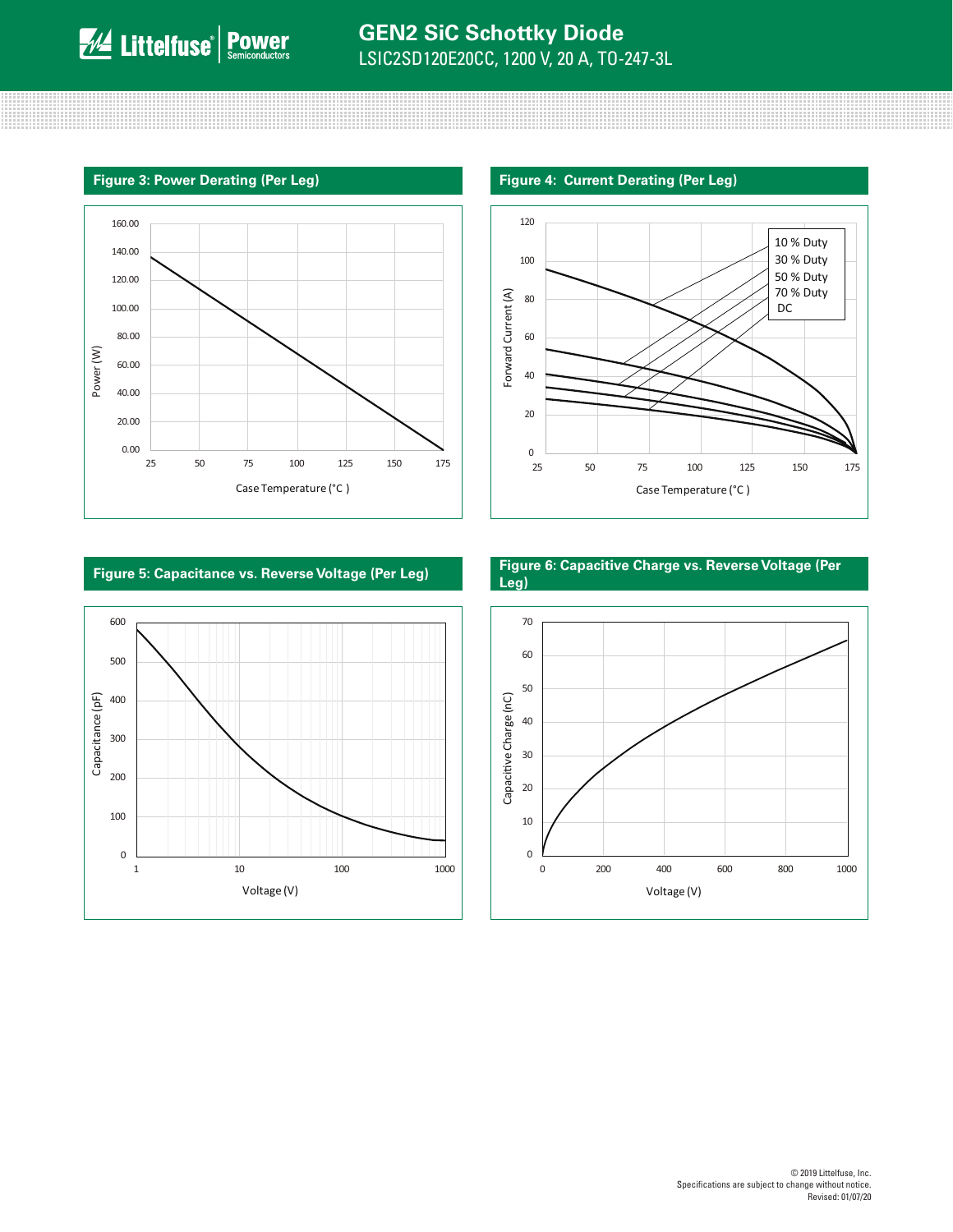## Figure 3: Power Derating (Per Leg)

Power (W)

Case Temperature (°C )

## Figure 4: Current Derating (Per Leg)

Forward Current (A)

Case Temperature (°C )

10 % Duty
30 % Duty
50 % Duty
70 % Duty
DC

## Figure 5: Capacitance vs. Reverse Voltage (Per Leg)

Capacitance (pF)

Voltage (V)

## Figure 6: Capacitive Charge vs. Reverse Voltage (Per Leg)

Capacitive Charge (nC)

Voltage (V)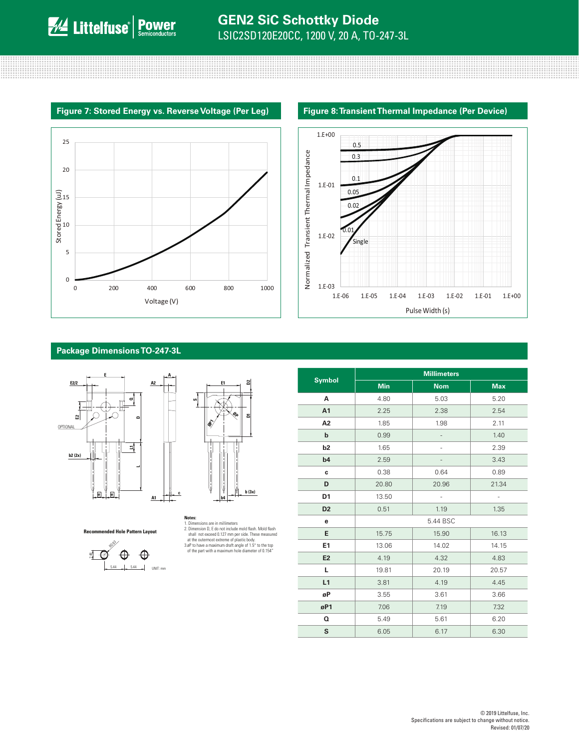## Figure 7: Stored Energy vs. Reverse Voltage (Per Leg)

Stored Energy (uJ)
25
20
15
10
5
0
0
200
400
600
800
1000
Voltage (V)

## Figure 8: Transient Thermal Impedance (Per Device)

Normalized Transient Thermal Impedance
1.E+00
1.E-01
1.E-02
1.E-03
0.5
0.3
0.1
0.05
0.02
0.01
Single
1.E-06
1.E-05
1.E-04
1.E-03
1.E-02
1.E-01
1.E+00
Pulse Width (s)

## Package Dimensions TO-247-3L

E
E2/2
A
A2
E1
D2
Q
D
E2
OPTIONAL
S
ØP1
ØP
D1
L1
b2 (2x)
L
e
e
A1
c
b4
b (3x)

**Recommended Hole Pattern Layout**

Ø0.03
2.45
5.44
5.44
UNIT: mm

**Notes:**
1. Dimensions are in millimeters
2. Dimension D, E do not include mold flash. Mold flash shall not exceed 0.127 mm per side. These measured at the outermost extreme of plastic body.
3. øP to have a maximum draft angle of 1.5° to the top of the part with a maximum hole diameter of 0.154"

| Symbol | Millimeters | | |
|---|---|---|---|
| | Min | Nom | Max |
| A | 4.80 | 5.03 | 5.20 |
| A1 | 2.25 | 2.38 | 2.54 |
| A2 | 1.85 | 1.98 | 2.11 |
| b | 0.99 | - | 1.40 |
| b2 | 1.65 | - | 2.39 |
| b4 | 2.59 | - | 3.43 |
| c | 0.38 | 0.64 | 0.89 |
| D | 20.80 | 20.96 | 21.34 |
| D1 | 13.50 | - | - |
| D2 | 0.51 | 1.19 | 1.35 |
| e | | 5.44 BSC | |
| E | 15.75 | 15.90 | 16.13 |
| E1 | 13.06 | 14.02 | 14.15 |
| E2 | 4.19 | 4.32 | 4.83 |
| L | 19.81 | 20.19 | 20.57 |
| L1 | 3.81 | 4.19 | 4.45 |
| øP | 3.55 | 3.61 | 3.66 |
| øP1 | 7.06 | 7.19 | 7.32 |
| Q | 5.49 | 5.61 | 6.20 |
| S | 6.05 | 6.17 | 6.30 |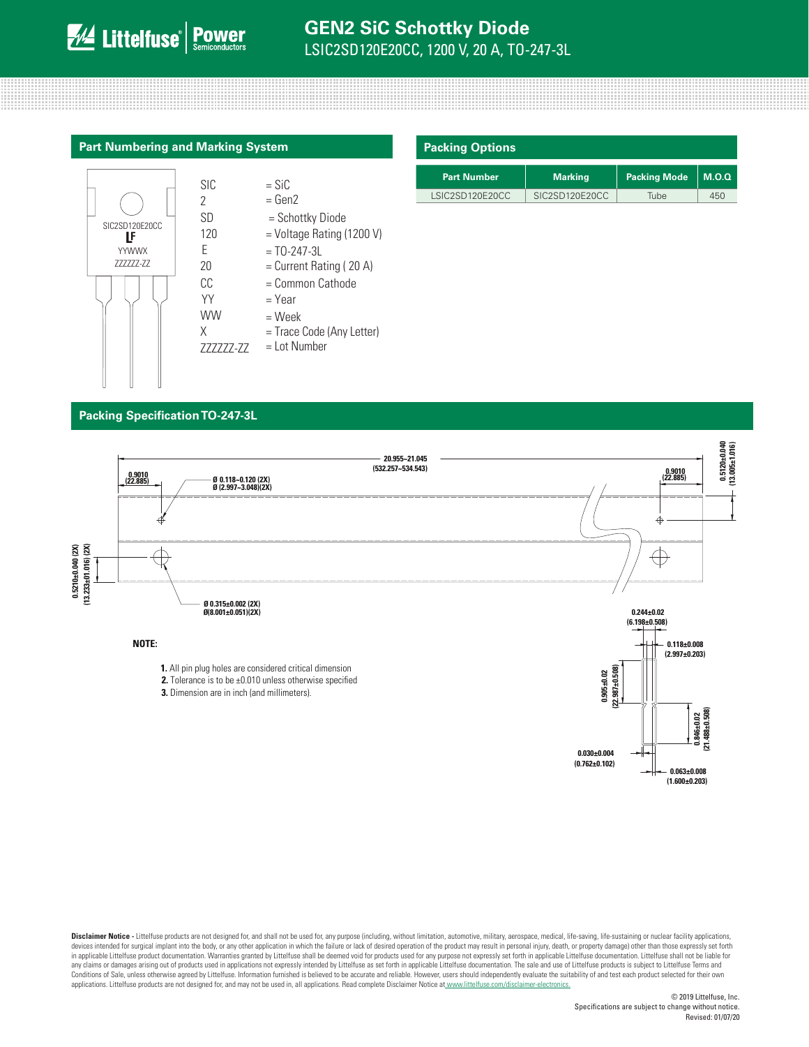## Part Numbering and Marking System

SIC2SD120E20CC
LF
YYWWX
ZZZZZZ-ZZ

| | |
|---|---|
| SIC | = SiC |
| 2 | = Gen2 |
| SD | = Schottky Diode |
| 120 | = Voltage Rating (1200 V) |
| E | = TO-247-3L |
| 20 | = Current Rating ( 20 A) |
| CC | = Common Cathode |
| YY | = Year |
| WW | = Week |
| X | = Trace Code (Any Letter) |
| ZZZZZZ-ZZ | = Lot Number |

## Packing Options

| Part Number | Marking | Packing Mode | M.O.Q |
|---|---|---|---|
| LSIC2SD120E20CC | SIC2SD120E20CC | Tube | 450 |

## Packing Specification TO-247-3L

20.955~21.045
(532.257~534.543)
0.9010
(22.885)
0.9010
(22.885)
Ø 0.118~0.120 (2X)
Ø (2.997~3.048)(2X)
0.5120±0.040
(13.005±1.016)
0.5210±0.040 (2X)
(13.233±01.016) (2X)
Ø 0.315±0.002 (2X)
Ø(8.001±0.051)(2X)
0.244±0.02
(6.198±0.508)
0.118±0.008
(2.997±0.203)
0.905±0.02
(22.987±0.508)
0.846±0.02
(21.488±0.508)
0.030±0.004
(0.762±0.102)
0.063±0.008
(1.600±0.203)

**NOTE:**

1. All pin plug holes are considered critical dimension
2. Tolerance is to be ±0.010 unless otherwise specified
3. Dimension are in inch (and millimeters).

**Disclaimer Notice -** Littelfuse products are not designed for, and shall not be used for, any purpose (including, without limitation, automotive, military, aerospace, medical, life-saving, life-sustaining or nuclear facility applications, devices intended for surgical implant into the body, or any other application in which the failure or lack of desired operation of the product may result in personal injury, death, or property damage) other than those expressly set forth in applicable Littelfuse product documentation. Warranties granted by Littelfuse shall be deemed void for products used for any purpose not expressly set forth in applicable Littelfuse documentation. Littelfuse shall not be liable for any claims or damages arising out of products used in applications not expressly intended by Littelfuse as set forth in applicable Littelfuse documentation. The sale and use of Littelfuse products is subject to Littelfuse Terms and Conditions of Sale, unless otherwise agreed by Littelfuse. Information furnished is believed to be accurate and reliable. However, users should independently evaluate the suitability of and test each product selected for their own applications. Littelfuse products are not designed for, and may not be used in, all applications. Read complete Disclaimer Notice at www.littelfuse.com/disclaimer-electronics.

© 2019 Littelfuse, Inc.
Specifications are subject to change without notice.
Revised: 01/07/20